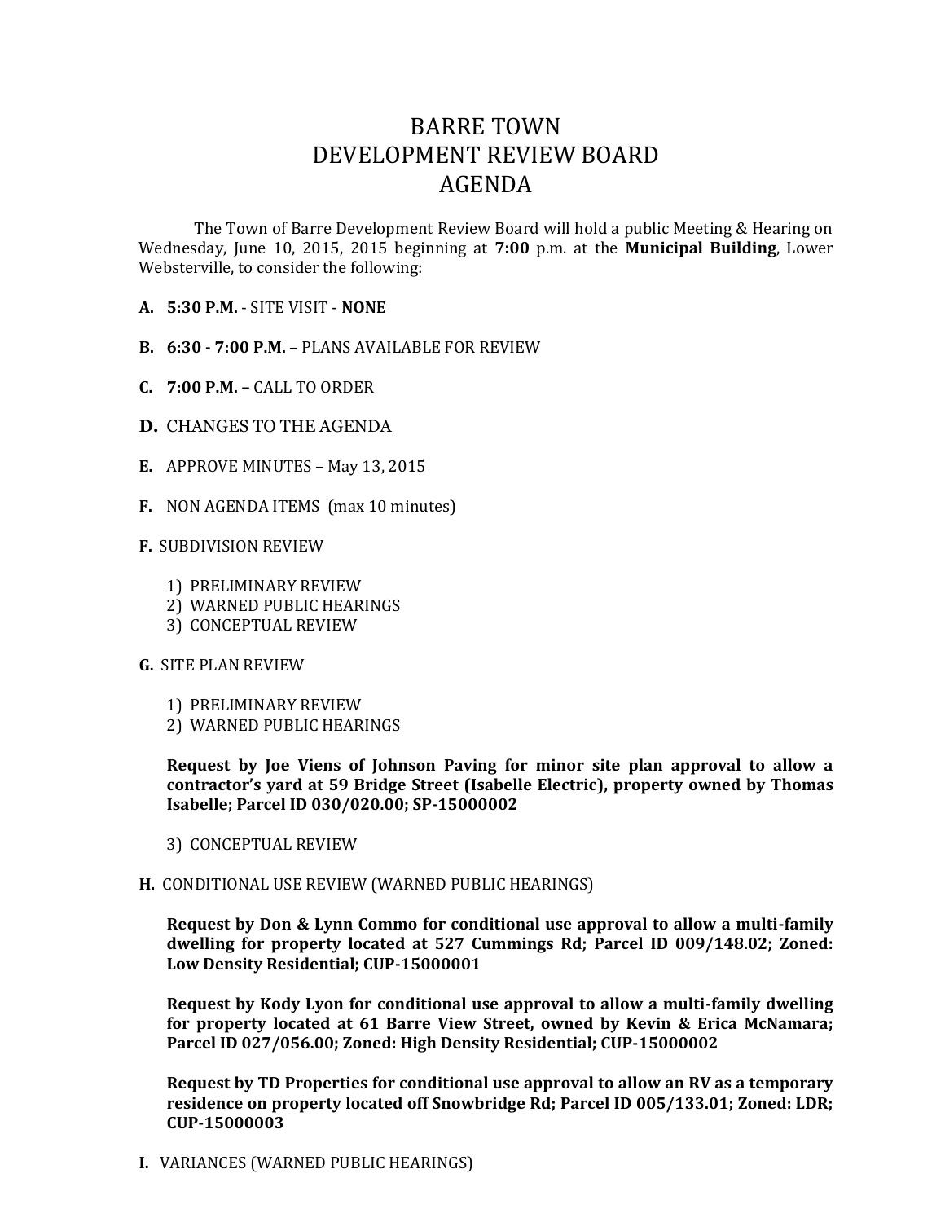# BARRE TOWN
# DEVELOPMENT REVIEW BOARD
# AGENDA

The Town of Barre Development Review Board will hold a public Meeting & Hearing on Wednesday, June 10, 2015, 2015 beginning at **7:00** p.m. at the **Municipal Building**, Lower Websterville, to consider the following:

**A. 5:30 P.M.** - SITE VISIT - **NONE**

**B. 6:30 - 7:00 P.M.** – PLANS AVAILABLE FOR REVIEW

**C. 7:00 P.M. –** CALL TO ORDER

**D.** CHANGES TO THE AGENDA

**E.** APPROVE MINUTES – May 13, 2015

**F.** NON AGENDA ITEMS (max 10 minutes)

**F.** SUBDIVISION REVIEW

1) PRELIMINARY REVIEW
2) WARNED PUBLIC HEARINGS
3) CONCEPTUAL REVIEW

**G.** SITE PLAN REVIEW

1) PRELIMINARY REVIEW
2) WARNED PUBLIC HEARINGS

**Request by Joe Viens of Johnson Paving for minor site plan approval to allow a contractor's yard at 59 Bridge Street (Isabelle Electric), property owned by Thomas Isabelle; Parcel ID 030/020.00; SP-15000002**

3) CONCEPTUAL REVIEW

**H.** CONDITIONAL USE REVIEW (WARNED PUBLIC HEARINGS)

**Request by Don & Lynn Commo for conditional use approval to allow a multi-family dwelling for property located at 527 Cummings Rd; Parcel ID 009/148.02; Zoned: Low Density Residential; CUP-15000001**

**Request by Kody Lyon for conditional use approval to allow a multi-family dwelling for property located at 61 Barre View Street, owned by Kevin & Erica McNamara; Parcel ID 027/056.00; Zoned: High Density Residential; CUP-15000002**

**Request by TD Properties for conditional use approval to allow an RV as a temporary residence on property located off Snowbridge Rd; Parcel ID 005/133.01; Zoned: LDR; CUP-15000003**

**I.** VARIANCES (WARNED PUBLIC HEARINGS)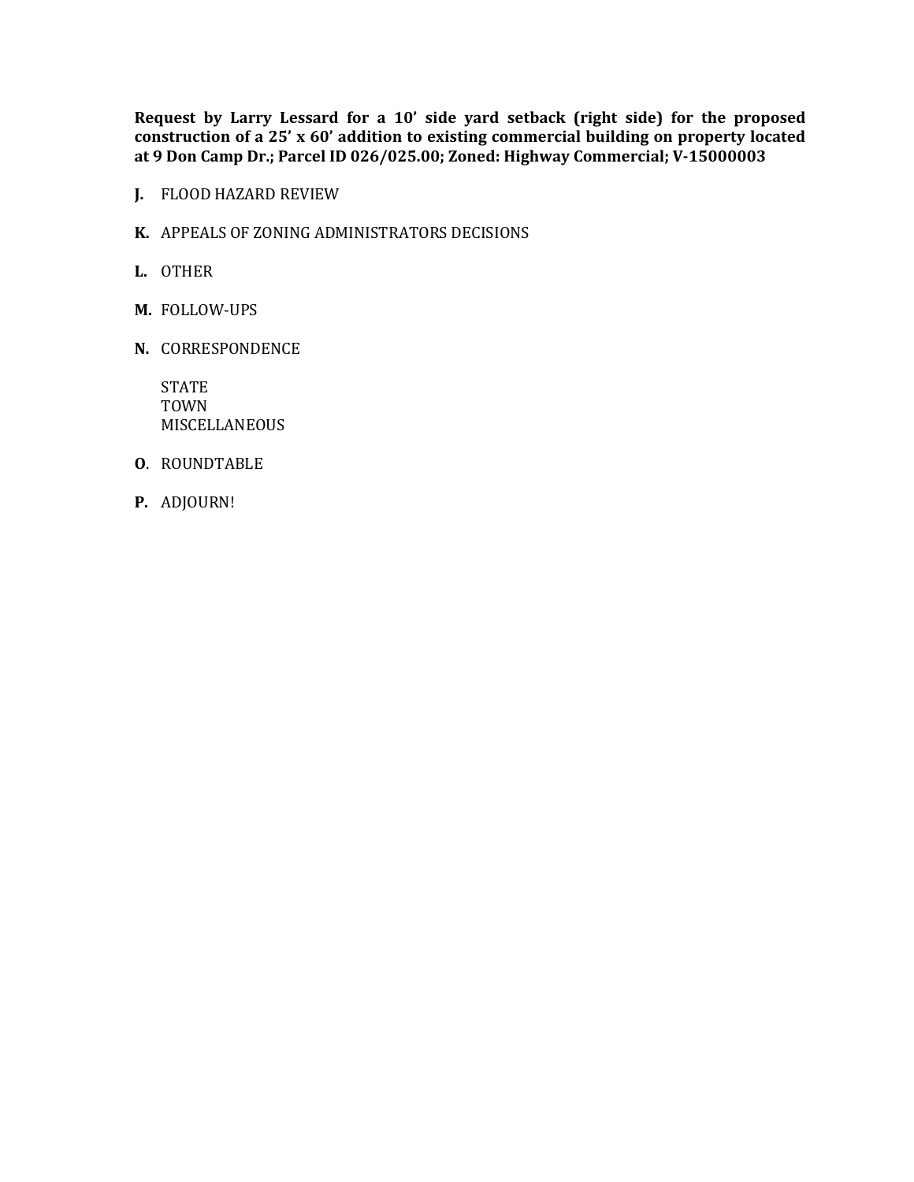**Request by Larry Lessard for a 10' side yard setback (right side) for the proposed construction of a 25' x 60' addition to existing commercial building on property located at 9 Don Camp Dr.; Parcel ID 026/025.00; Zoned: Highway Commercial; V-15000003**

**J.** FLOOD HAZARD REVIEW

**K.** APPEALS OF ZONING ADMINISTRATORS DECISIONS

**L.** OTHER

**M.** FOLLOW-UPS

**N.** CORRESPONDENCE

STATE
TOWN
MISCELLANEOUS

**O**. ROUNDTABLE

**P.** ADJOURN!